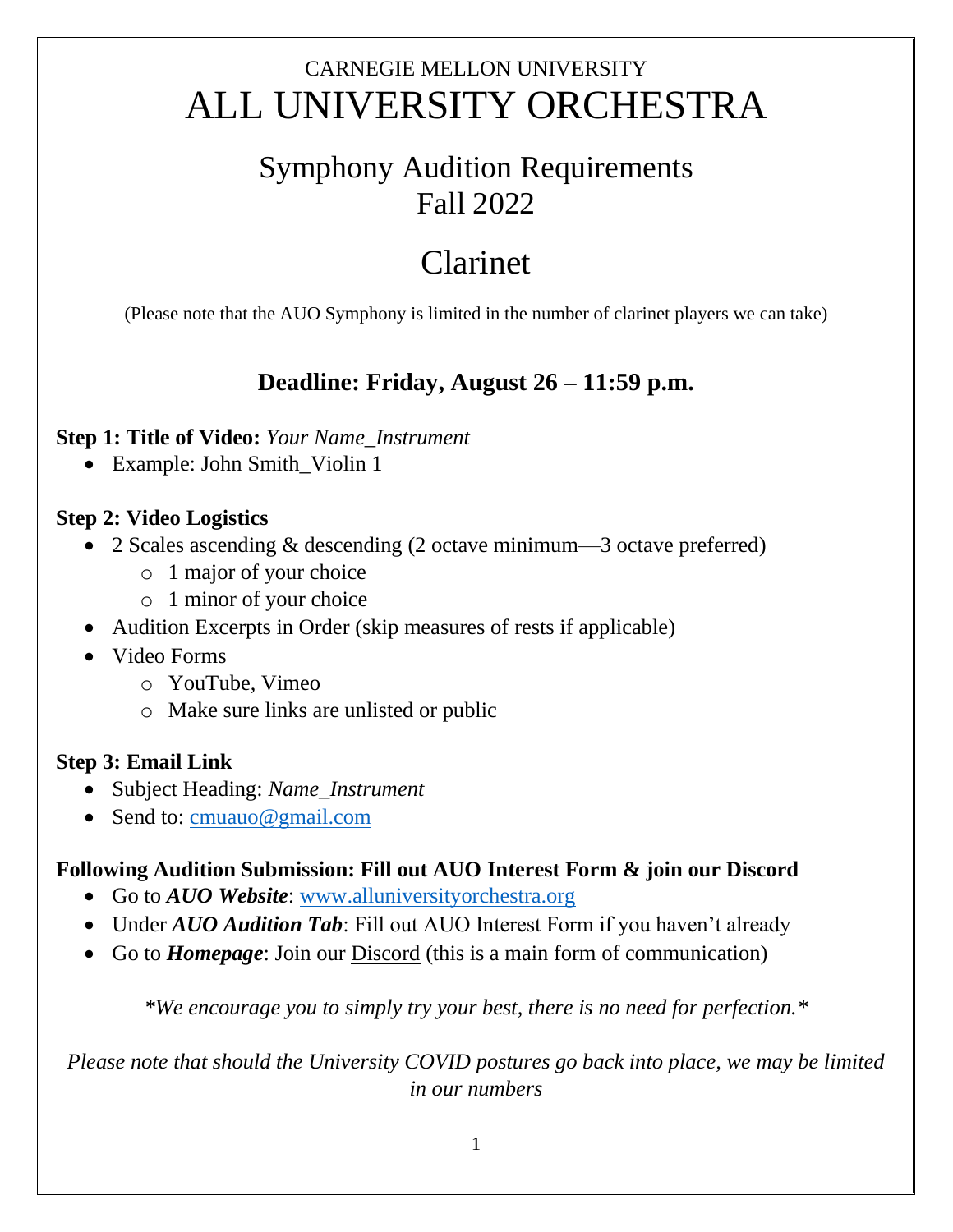CARNEGIE MELLON UNIVERSITY

# ALL UNIVERSITY ORCHESTRA

## Symphony Audition Requirements
## Fall 2022

## Clarinet

(Please note that the AUO Symphony is limited in the number of clarinet players we can take)

### Deadline: Friday, August 26 – 11:59 p.m.

**Step 1: Title of Video:** *Your Name_Instrument*

- Example: John Smith_Violin 1

**Step 2: Video Logistics**

- 2 Scales ascending & descending (2 octave minimum—3 octave preferred)
    - 1 major of your choice
    - 1 minor of your choice
- Audition Excerpts in Order (skip measures of rests if applicable)
- Video Forms
    - YouTube, Vimeo
    - Make sure links are unlisted or public

**Step 3: Email Link**

- Subject Heading: *Name_Instrument*
- Send to: cmuauo@gmail.com

**Following Audition Submission: Fill out AUO Interest Form & join our Discord**

- Go to ***AUO Website***: www.alluniversityorchestra.org
- Under ***AUO Audition Tab***: Fill out AUO Interest Form if you haven't already
- Go to ***Homepage***: Join our Discord (this is a main form of communication)

*\*We encourage you to simply try your best, there is no need for perfection.\**

*Please note that should the University COVID postures go back into place, we may be limited in our numbers*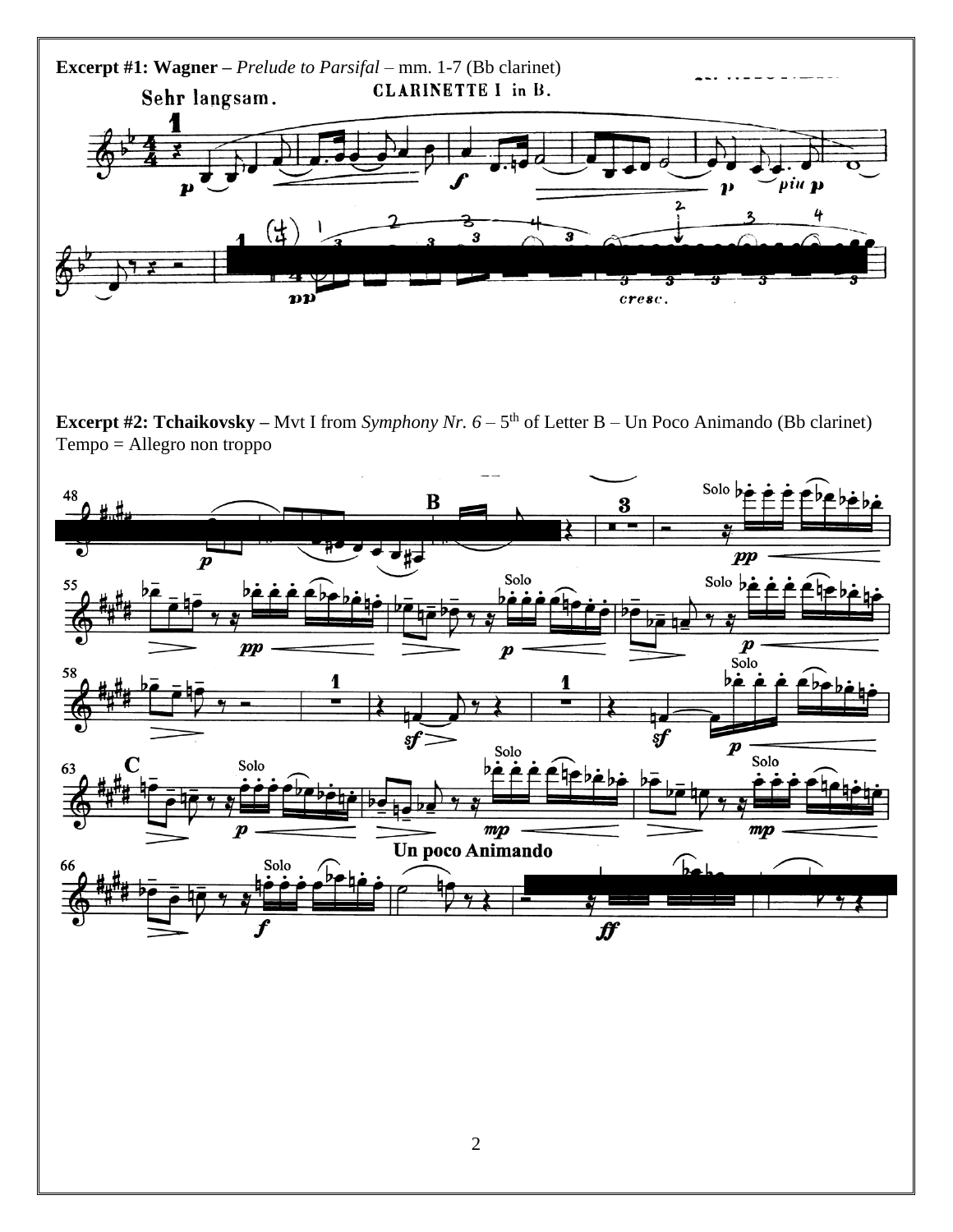**Excerpt #1: Wagner –** *Prelude to Parsifal* – mm. 1-7 (Bb clarinet)

**Excerpt #2: Tchaikovsky –** Mvt I from *Symphony Nr. 6* – 5th of Letter B – Un Poco Animando (Bb clarinet)
Tempo = Allegro non troppo